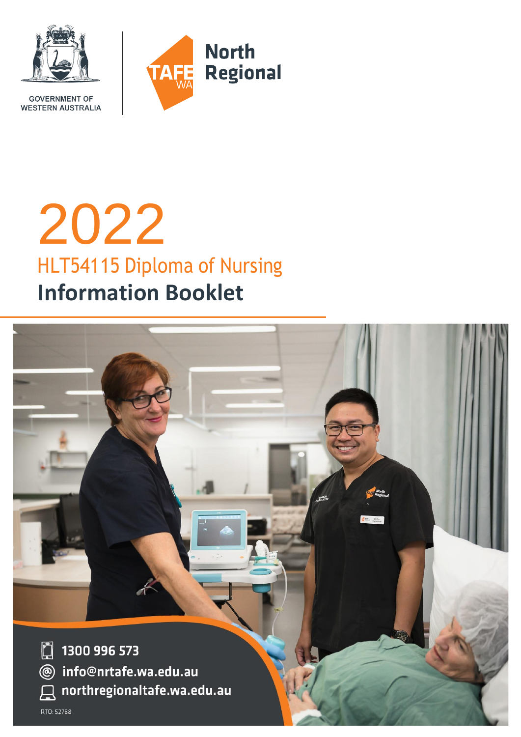GOVERNMENT OF WESTERN AUSTRALIA

TAFE WA North Regional

# 2022

## HLT54115 Diploma of Nursing

## Information Booklet

1300 996 573

info@nrtafe.wa.edu.au

northregionaltafe.wa.edu.au

RTO: 52788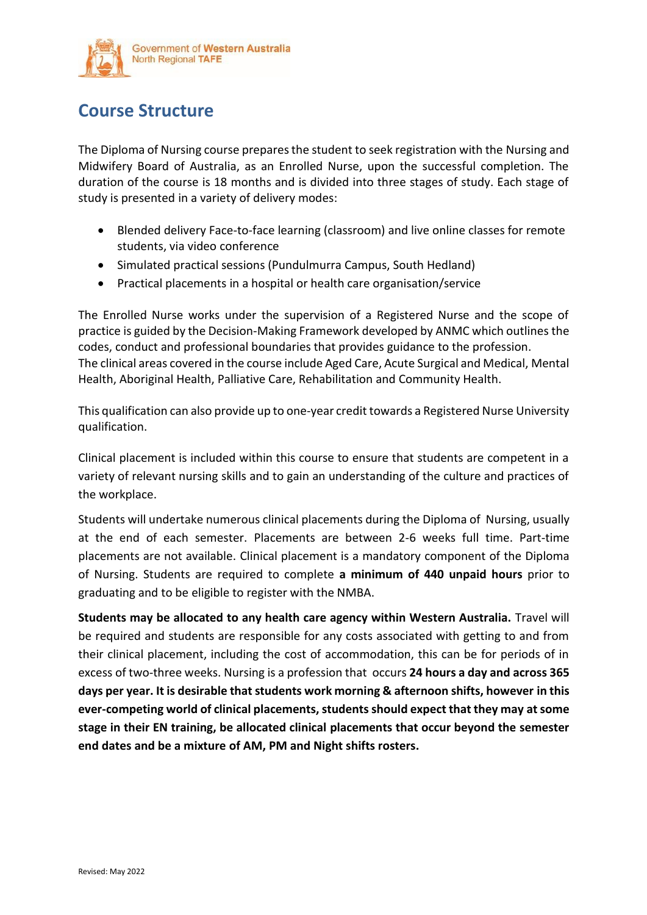## Course Structure

The Diploma of Nursing course prepares the student to seek registration with the Nursing and Midwifery Board of Australia, as an Enrolled Nurse, upon the successful completion. The duration of the course is 18 months and is divided into three stages of study. Each stage of study is presented in a variety of delivery modes:

- Blended delivery Face-to-face learning (classroom) and live online classes for remote students, via video conference
- Simulated practical sessions (Pundulmurra Campus, South Hedland)
- Practical placements in a hospital or health care organisation/service

The Enrolled Nurse works under the supervision of a Registered Nurse and the scope of practice is guided by the Decision-Making Framework developed by ANMC which outlines the codes, conduct and professional boundaries that provides guidance to the profession.
The clinical areas covered in the course include Aged Care, Acute Surgical and Medical, Mental Health, Aboriginal Health, Palliative Care, Rehabilitation and Community Health.

This qualification can also provide up to one-year credit towards a Registered Nurse University qualification.

Clinical placement is included within this course to ensure that students are competent in a variety of relevant nursing skills and to gain an understanding of the culture and practices of the workplace.

Students will undertake numerous clinical placements during the Diploma of Nursing, usually at the end of each semester. Placements are between 2-6 weeks full time. Part-time placements are not available. Clinical placement is a mandatory component of the Diploma of Nursing. Students are required to complete **a minimum of 440 unpaid hours** prior to graduating and to be eligible to register with the NMBA.

**Students may be allocated to any health care agency within Western Australia.** Travel will be required and students are responsible for any costs associated with getting to and from their clinical placement, including the cost of accommodation, this can be for periods of in excess of two-three weeks. Nursing is a profession that occurs **24 hours a day and across 365 days per year. It is desirable that students work morning & afternoon shifts, however in this ever-competing world of clinical placements, students should expect that they may at some stage in their EN training, be allocated clinical placements that occur beyond the semester end dates and be a mixture of AM, PM and Night shifts rosters.**

Revised: May 2022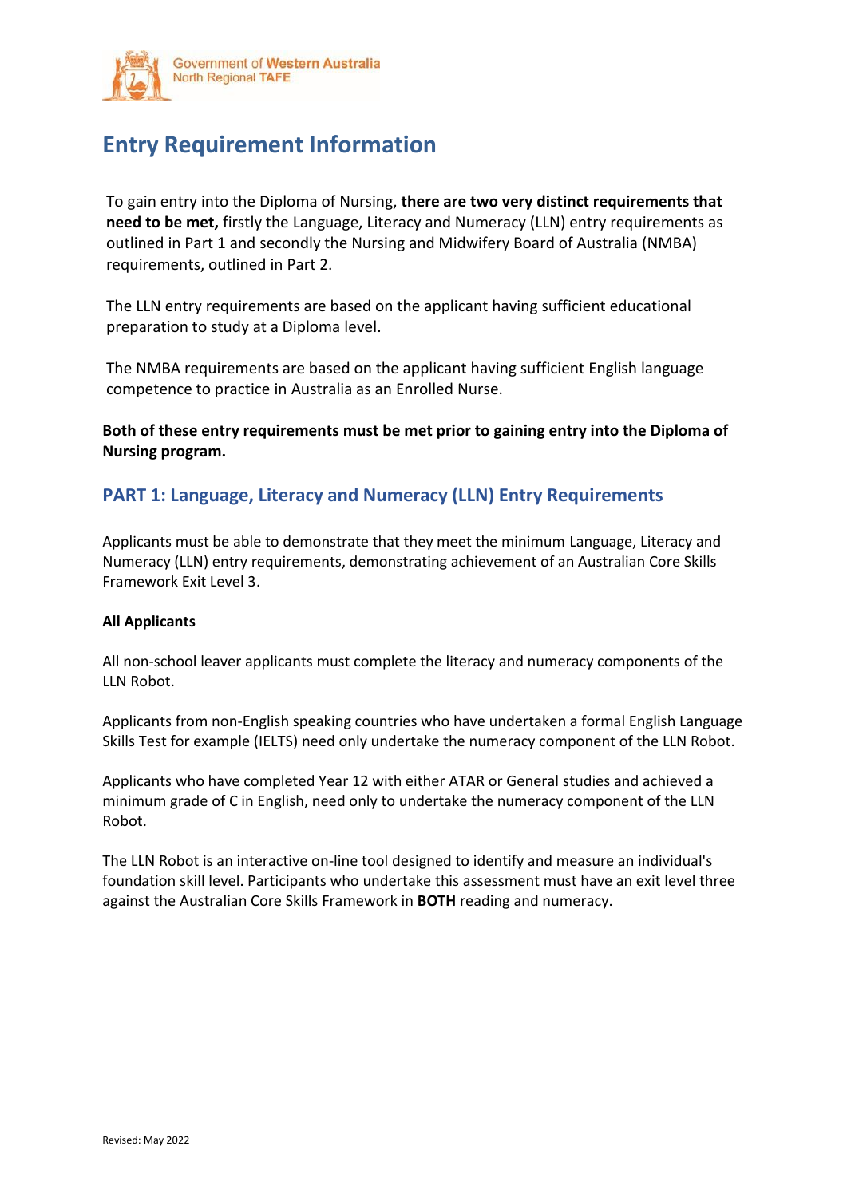# Entry Requirement Information

To gain entry into the Diploma of Nursing, **there are two very distinct requirements that need to be met,** firstly the Language, Literacy and Numeracy (LLN) entry requirements as outlined in Part 1 and secondly the Nursing and Midwifery Board of Australia (NMBA) requirements, outlined in Part 2.

The LLN entry requirements are based on the applicant having sufficient educational preparation to study at a Diploma level.

The NMBA requirements are based on the applicant having sufficient English language competence to practice in Australia as an Enrolled Nurse.

**Both of these entry requirements must be met prior to gaining entry into the Diploma of Nursing program.**

## PART 1: Language, Literacy and Numeracy (LLN) Entry Requirements

Applicants must be able to demonstrate that they meet the minimum Language, Literacy and Numeracy (LLN) entry requirements, demonstrating achievement of an Australian Core Skills Framework Exit Level 3.

**All Applicants**

All non-school leaver applicants must complete the literacy and numeracy components of the LLN Robot.

Applicants from non-English speaking countries who have undertaken a formal English Language Skills Test for example (IELTS) need only undertake the numeracy component of the LLN Robot.

Applicants who have completed Year 12 with either ATAR or General studies and achieved a minimum grade of C in English, need only to undertake the numeracy component of the LLN Robot.

The LLN Robot is an interactive on-line tool designed to identify and measure an individual's foundation skill level. Participants who undertake this assessment must have an exit level three against the Australian Core Skills Framework in **BOTH** reading and numeracy.

Revised: May 2022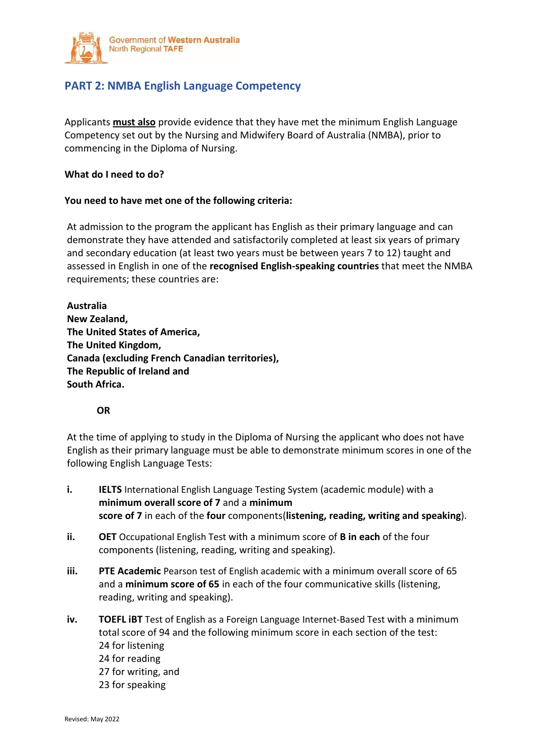## PART 2: NMBA English Language Competency

Applicants **must also** provide evidence that they have met the minimum English Language Competency set out by the Nursing and Midwifery Board of Australia (NMBA), prior to commencing in the Diploma of Nursing.

**What do I need to do?**

**You need to have met one of the following criteria:**

At admission to the program the applicant has English as their primary language and can demonstrate they have attended and satisfactorily completed at least six years of primary and secondary education (at least two years must be between years 7 to 12) taught and assessed in English in one of the **recognised English-speaking countries** that meet the NMBA requirements; these countries are:

**Australia**
**New Zealand,**
**The United States of America,**
**The United Kingdom,**
**Canada (excluding French Canadian territories),**
**The Republic of Ireland and**
**South Africa.**

**OR**

At the time of applying to study in the Diploma of Nursing the applicant who does not have English as their primary language must be able to demonstrate minimum scores in one of the following English Language Tests:

i. **IELTS** International English Language Testing System (academic module) with a **minimum overall score of 7** and a **minimum score of 7** in each of the **four** components(**listening, reading, writing and speaking**).

ii. **OET** Occupational English Test with a minimum score of **B in each** of the four components (listening, reading, writing and speaking).

iii. **PTE Academic** Pearson test of English academic with a minimum overall score of 65 and a **minimum score of 65** in each of the four communicative skills (listening, reading, writing and speaking).

iv. **TOEFL iBT** Test of English as a Foreign Language Internet-Based Test with a minimum total score of 94 and the following minimum score in each section of the test:
24 for listening
24 for reading
27 for writing, and
23 for speaking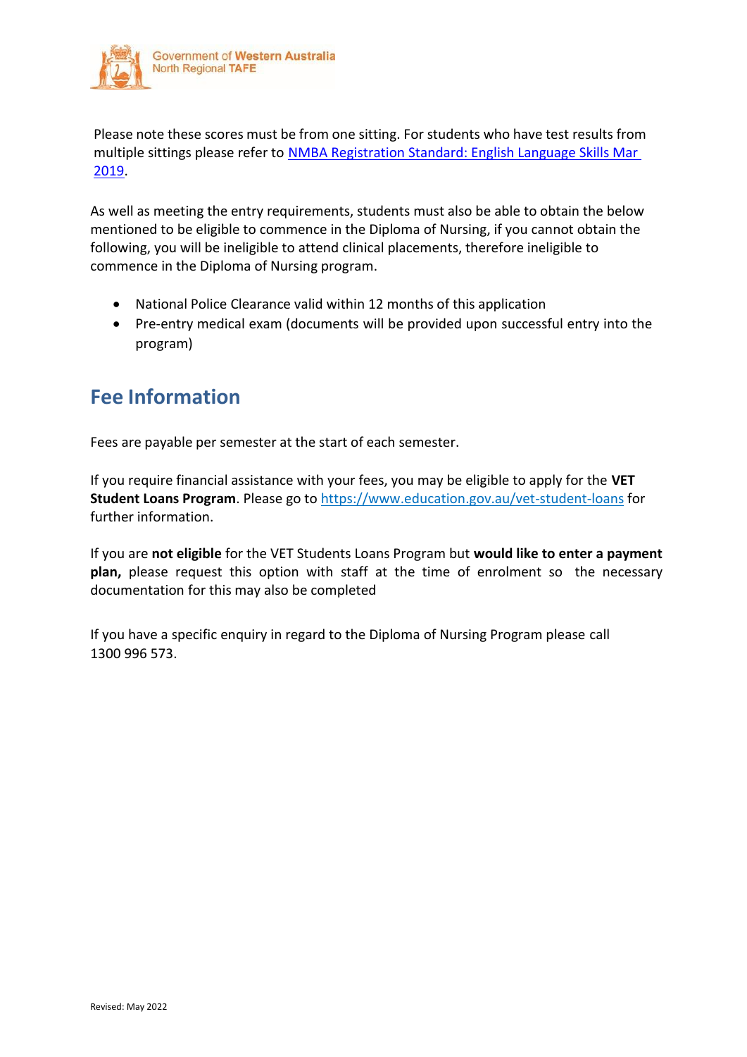Please note these scores must be from one sitting. For students who have test results from multiple sittings please refer to [NMBA Registration Standard: English Language Skills Mar 2019](NMBA Registration Standard: English Language Skills Mar 2019).

As well as meeting the entry requirements, students must also be able to obtain the below mentioned to be eligible to commence in the Diploma of Nursing, if you cannot obtain the following, you will be ineligible to attend clinical placements, therefore ineligible to commence in the Diploma of Nursing program.

- National Police Clearance valid within 12 months of this application
- Pre-entry medical exam (documents will be provided upon successful entry into the program)

## Fee Information

Fees are payable per semester at the start of each semester.

If you require financial assistance with your fees, you may be eligible to apply for the **VET Student Loans Program**. Please go to https://www.education.gov.au/vet-student-loans for further information.

If you are **not eligible** for the VET Students Loans Program but **would like to enter a payment plan,** please request this option with staff at the time of enrolment so the necessary documentation for this may also be completed

If you have a specific enquiry in regard to the Diploma of Nursing Program please call 1300 996 573.